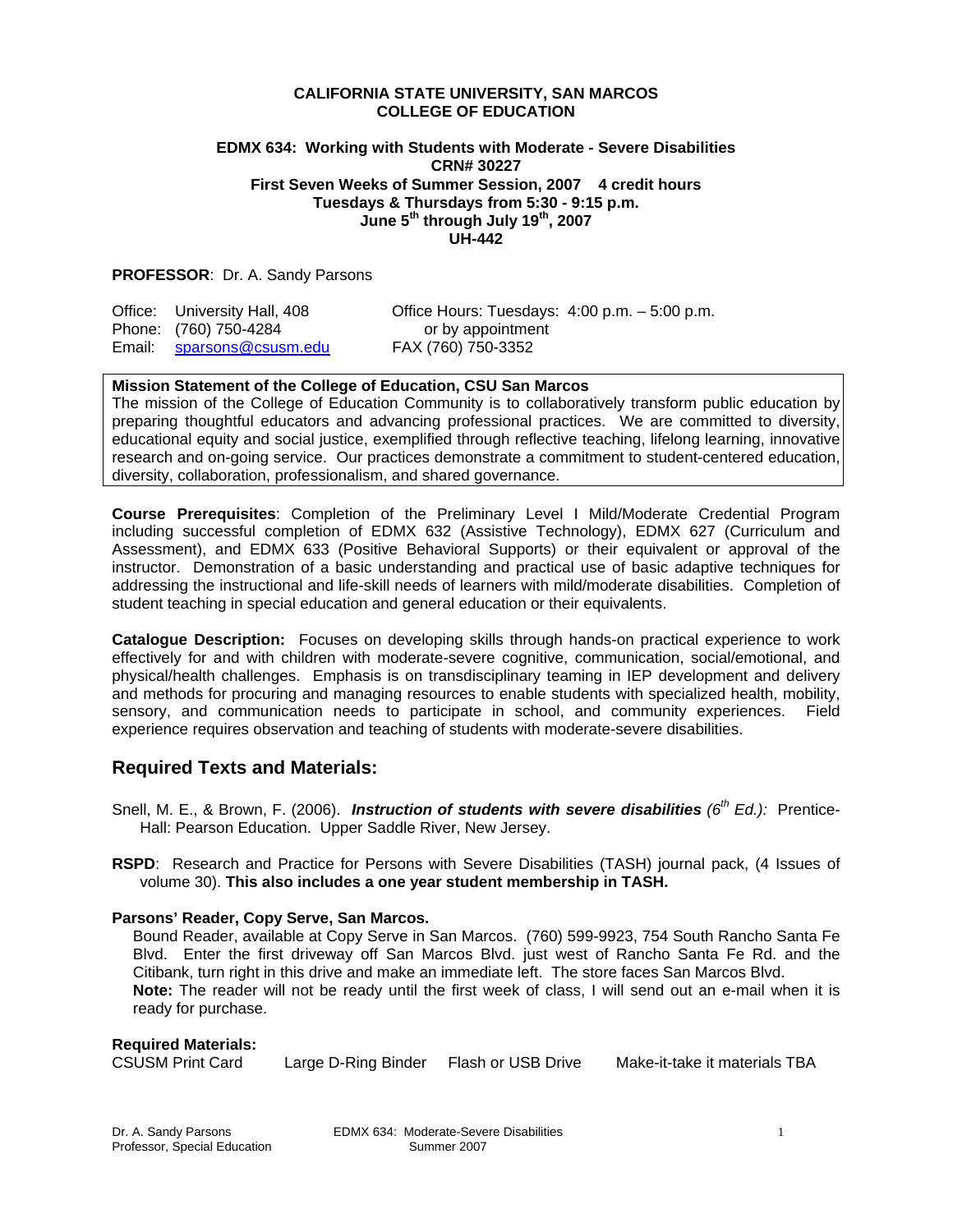**CALIFORNIA STATE UNIVERSITY, SAN MARCOS**
**COLLEGE OF EDUCATION**

**EDMX 634: Working with Students with Moderate - Severe Disabilities**
**CRN# 30227**
**First Seven Weeks of Summer Session, 2007 4 credit hours**
**Tuesdays & Thursdays from 5:30 - 9:15 p.m.**
**June 5th through July 19th, 2007**
**UH-442**

**PROFESSOR**: Dr. A. Sandy Parsons

Office: University Hall, 408
Phone: (760) 750-4284
Email: sparsons@csusm.edu

Office Hours: Tuesdays: 4:00 p.m. – 5:00 p.m.
or by appointment
FAX (760) 750-3352

**Mission Statement of the College of Education, CSU San Marcos**
The mission of the College of Education Community is to collaboratively transform public education by preparing thoughtful educators and advancing professional practices. We are committed to diversity, educational equity and social justice, exemplified through reflective teaching, lifelong learning, innovative research and on-going service. Our practices demonstrate a commitment to student-centered education, diversity, collaboration, professionalism, and shared governance.

**Course Prerequisites**: Completion of the Preliminary Level I Mild/Moderate Credential Program including successful completion of EDMX 632 (Assistive Technology), EDMX 627 (Curriculum and Assessment), and EDMX 633 (Positive Behavioral Supports) or their equivalent or approval of the instructor. Demonstration of a basic understanding and practical use of basic adaptive techniques for addressing the instructional and life-skill needs of learners with mild/moderate disabilities. Completion of student teaching in special education and general education or their equivalents.

**Catalogue Description:** Focuses on developing skills through hands-on practical experience to work effectively for and with children with moderate-severe cognitive, communication, social/emotional, and physical/health challenges. Emphasis is on transdisciplinary teaming in IEP development and delivery and methods for procuring and managing resources to enable students with specialized health, mobility, sensory, and communication needs to participate in school, and community experiences. Field experience requires observation and teaching of students with moderate-severe disabilities.

## Required Texts and Materials:

Snell, M. E., & Brown, F. (2006). ***Instruction of students with severe disabilities*** *(6th Ed.):* Prentice-Hall: Pearson Education. Upper Saddle River, New Jersey.

**RSPD**: Research and Practice for Persons with Severe Disabilities (TASH) journal pack, (4 Issues of volume 30). **This also includes a one year student membership in TASH.**

**Parsons' Reader, Copy Serve, San Marcos.**
Bound Reader, available at Copy Serve in San Marcos. (760) 599-9923, 754 South Rancho Santa Fe Blvd. Enter the first driveway off San Marcos Blvd. just west of Rancho Santa Fe Rd. and the Citibank, turn right in this drive and make an immediate left. The store faces San Marcos Blvd.
**Note:** The reader will not be ready until the first week of class, I will send out an e-mail when it is ready for purchase.

**Required Materials:**
CSUSM Print Card | Large D-Ring Binder | Flash or USB Drive | Make-it-take it materials TBA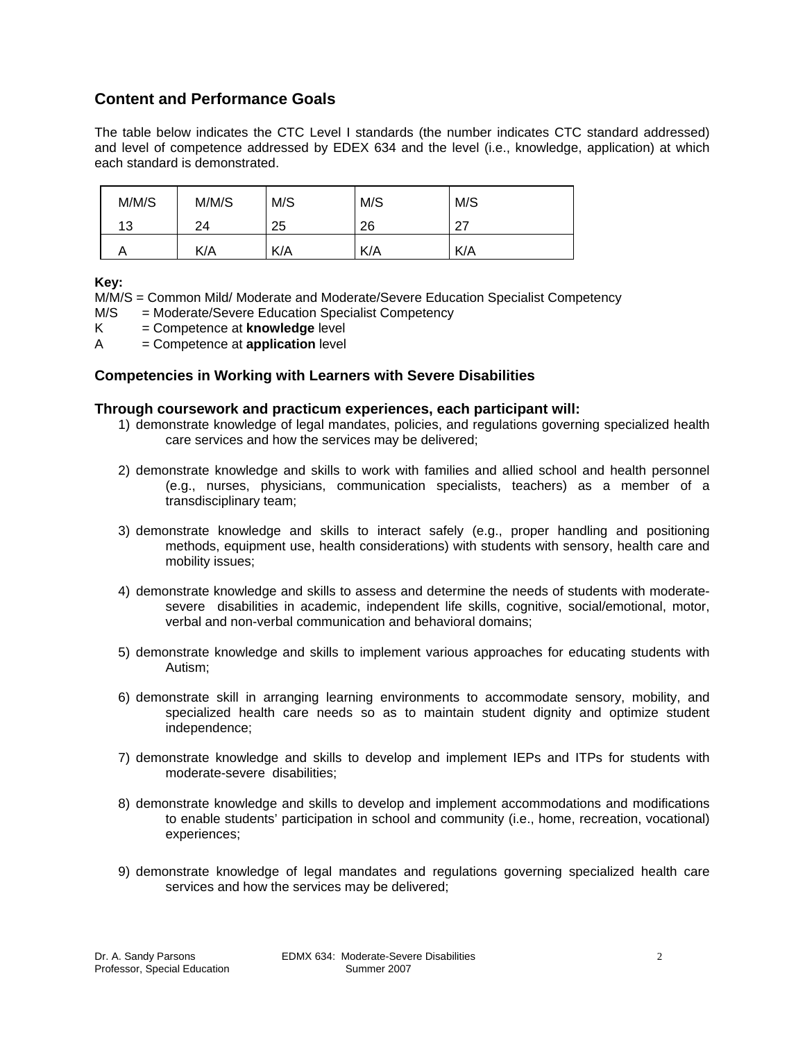## Content and Performance Goals

The table below indicates the CTC Level I standards (the number indicates CTC standard addressed) and level of competence addressed by EDEX 634 and the level (i.e., knowledge, application) at which each standard is demonstrated.

| M/M/S | M/M/S | M/S | M/S | M/S |
|---|---|---|---|---|
| 13 | 24 | 25 | 26 | 27 |
| A | K/A | K/A | K/A | K/A |

**Key:**
M/M/S = Common Mild/ Moderate and Moderate/Severe Education Specialist Competency
M/S = Moderate/Severe Education Specialist Competency
K = Competence at **knowledge** level
A = Competence at **application** level

### Competencies in Working with Learners with Severe Disabilities

### Through coursework and practicum experiences, each participant will:

1) demonstrate knowledge of legal mandates, policies, and regulations governing specialized health care services and how the services may be delivered;

2) demonstrate knowledge and skills to work with families and allied school and health personnel (e.g., nurses, physicians, communication specialists, teachers) as a member of a transdisciplinary team;

3) demonstrate knowledge and skills to interact safely (e.g., proper handling and positioning methods, equipment use, health considerations) with students with sensory, health care and mobility issues;

4) demonstrate knowledge and skills to assess and determine the needs of students with moderate-severe disabilities in academic, independent life skills, cognitive, social/emotional, motor, verbal and non-verbal communication and behavioral domains;

5) demonstrate knowledge and skills to implement various approaches for educating students with Autism;

6) demonstrate skill in arranging learning environments to accommodate sensory, mobility, and specialized health care needs so as to maintain student dignity and optimize student independence;

7) demonstrate knowledge and skills to develop and implement IEPs and ITPs for students with moderate-severe disabilities;

8) demonstrate knowledge and skills to develop and implement accommodations and modifications to enable students' participation in school and community (i.e., home, recreation, vocational) experiences;

9) demonstrate knowledge of legal mandates and regulations governing specialized health care services and how the services may be delivered;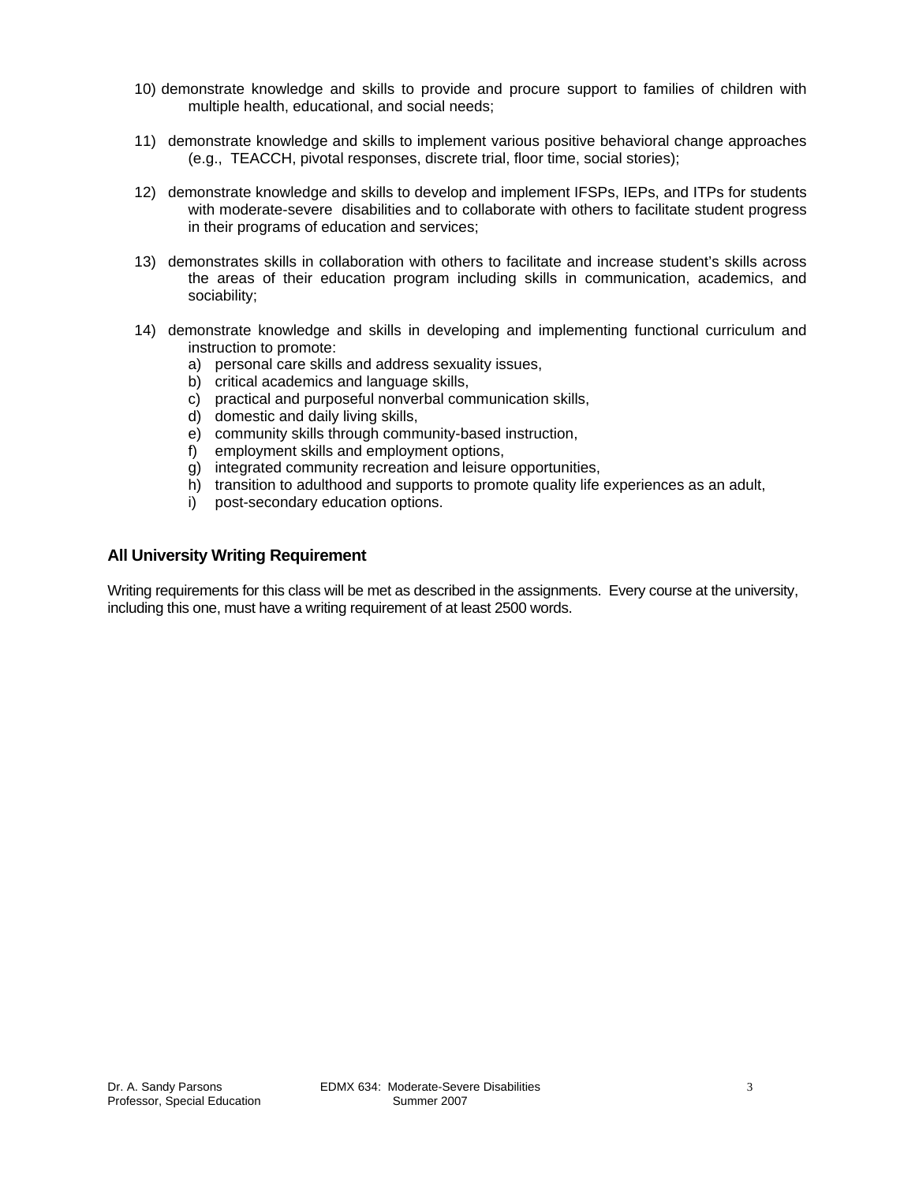10) demonstrate knowledge and skills to provide and procure support to families of children with multiple health, educational, and social needs;

11) demonstrate knowledge and skills to implement various positive behavioral change approaches (e.g., TEACCH, pivotal responses, discrete trial, floor time, social stories);

12) demonstrate knowledge and skills to develop and implement IFSPs, IEPs, and ITPs for students with moderate-severe disabilities and to collaborate with others to facilitate student progress in their programs of education and services;

13) demonstrates skills in collaboration with others to facilitate and increase student's skills across the areas of their education program including skills in communication, academics, and sociability;

14) demonstrate knowledge and skills in developing and implementing functional curriculum and instruction to promote:
   a) personal care skills and address sexuality issues,
   b) critical academics and language skills,
   c) practical and purposeful nonverbal communication skills,
   d) domestic and daily living skills,
   e) community skills through community-based instruction,
   f) employment skills and employment options,
   g) integrated community recreation and leisure opportunities,
   h) transition to adulthood and supports to promote quality life experiences as an adult,
   i) post-secondary education options.

### All University Writing Requirement

Writing requirements for this class will be met as described in the assignments. Every course at the university, including this one, must have a writing requirement of at least 2500 words.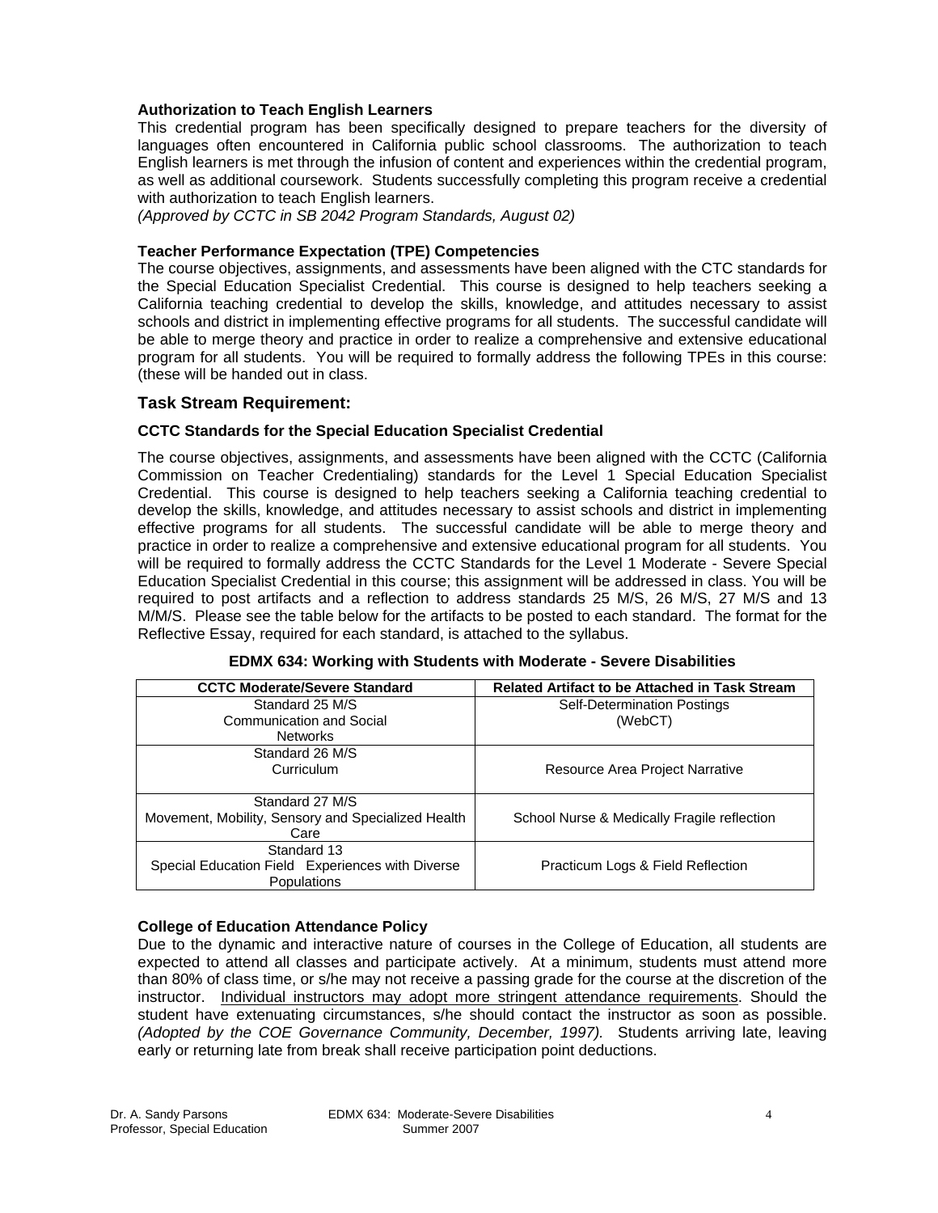**Authorization to Teach English Learners**

This credential program has been specifically designed to prepare teachers for the diversity of languages often encountered in California public school classrooms. The authorization to teach English learners is met through the infusion of content and experiences within the credential program, as well as additional coursework. Students successfully completing this program receive a credential with authorization to teach English learners.

*(Approved by CCTC in SB 2042 Program Standards, August 02)*

**Teacher Performance Expectation (TPE) Competencies**

The course objectives, assignments, and assessments have been aligned with the CTC standards for the Special Education Specialist Credential. This course is designed to help teachers seeking a California teaching credential to develop the skills, knowledge, and attitudes necessary to assist schools and district in implementing effective programs for all students. The successful candidate will be able to merge theory and practice in order to realize a comprehensive and extensive educational program for all students. You will be required to formally address the following TPEs in this course: (these will be handed out in class.

## Task Stream Requirement:

**CCTC Standards for the Special Education Specialist Credential**

The course objectives, assignments, and assessments have been aligned with the CCTC (California Commission on Teacher Credentialing) standards for the Level 1 Special Education Specialist Credential. This course is designed to help teachers seeking a California teaching credential to develop the skills, knowledge, and attitudes necessary to assist schools and district in implementing effective programs for all students. The successful candidate will be able to merge theory and practice in order to realize a comprehensive and extensive educational program for all students. You will be required to formally address the CCTC Standards for the Level 1 Moderate - Severe Special Education Specialist Credential in this course; this assignment will be addressed in class. You will be required to post artifacts and a reflection to address standards 25 M/S, 26 M/S, 27 M/S and 13 M/M/S. Please see the table below for the artifacts to be posted to each standard. The format for the Reflective Essay, required for each standard, is attached to the syllabus.

**EDMX 634: Working with Students with Moderate - Severe Disabilities**

| CCTC Moderate/Severe Standard | Related Artifact to be Attached in Task Stream |
|---|---|
| Standard 25 M/S<br>Communication and Social Networks | Self-Determination Postings<br>(WebCT) |
| Standard 26 M/S<br>Curriculum | Resource Area Project Narrative |
| Standard 27 M/S<br>Movement, Mobility, Sensory and Specialized Health Care | School Nurse & Medically Fragile reflection |
| Standard 13<br>Special Education Field Experiences with Diverse Populations | Practicum Logs & Field Reflection |

**College of Education Attendance Policy**

Due to the dynamic and interactive nature of courses in the College of Education, all students are expected to attend all classes and participate actively. At a minimum, students must attend more than 80% of class time, or s/he may not receive a passing grade for the course at the discretion of the instructor. <u>Individual instructors may adopt more stringent attendance requirements</u>. Should the student have extenuating circumstances, s/he should contact the instructor as soon as possible. *(Adopted by the COE Governance Community, December, 1997).* Students arriving late, leaving early or returning late from break shall receive participation point deductions.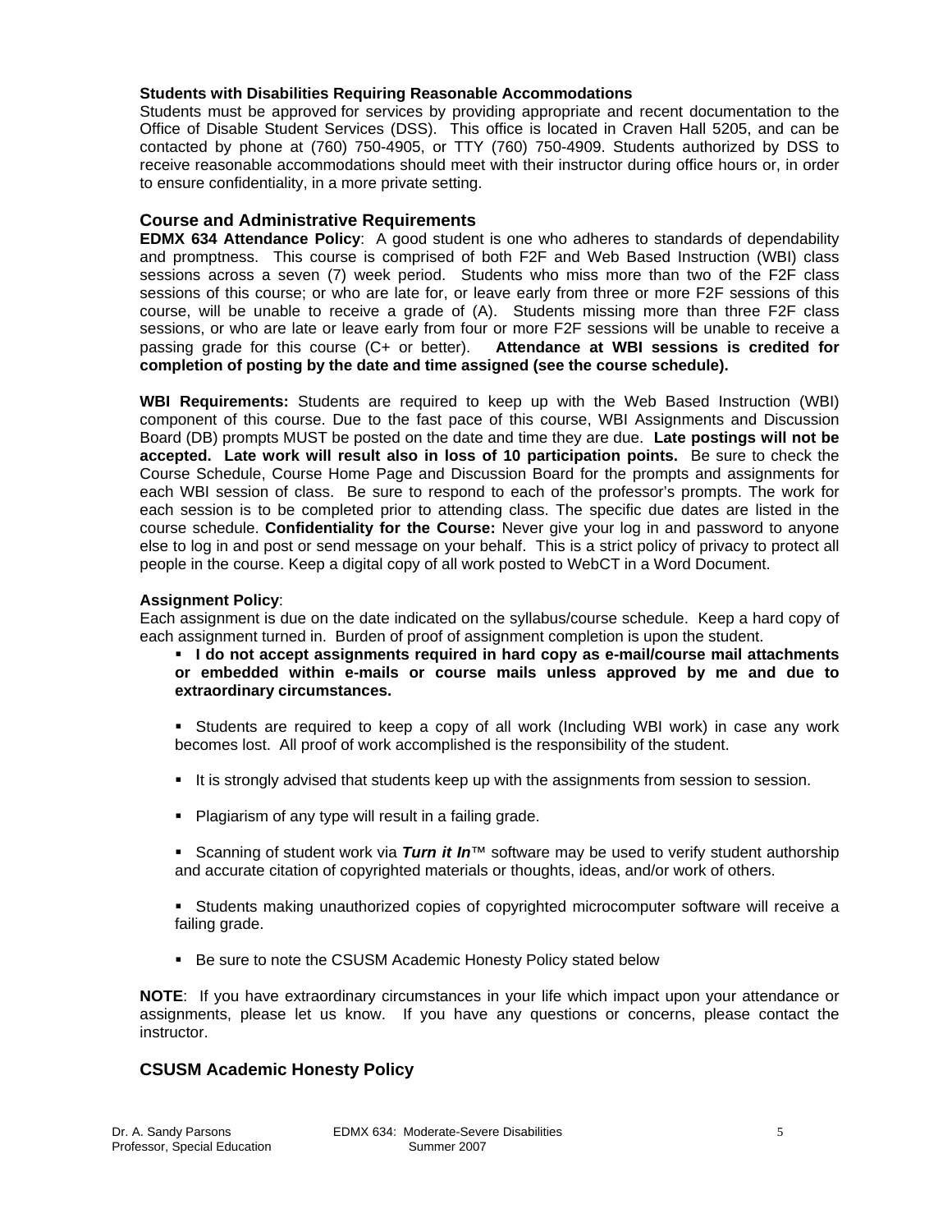**Students with Disabilities Requiring Reasonable Accommodations**

Students must be approved for services by providing appropriate and recent documentation to the Office of Disable Student Services (DSS). This office is located in Craven Hall 5205, and can be contacted by phone at (760) 750-4905, or TTY (760) 750-4909. Students authorized by DSS to receive reasonable accommodations should meet with their instructor during office hours or, in order to ensure confidentiality, in a more private setting.

## Course and Administrative Requirements

**EDMX 634 Attendance Policy**: A good student is one who adheres to standards of dependability and promptness. This course is comprised of both F2F and Web Based Instruction (WBI) class sessions across a seven (7) week period. Students who miss more than two of the F2F class sessions of this course; or who are late for, or leave early from three or more F2F sessions of this course, will be unable to receive a grade of (A). Students missing more than three F2F class sessions, or who are late or leave early from four or more F2F sessions will be unable to receive a passing grade for this course (C+ or better). **Attendance at WBI sessions is credited for completion of posting by the date and time assigned (see the course schedule).**

**WBI Requirements:** Students are required to keep up with the Web Based Instruction (WBI) component of this course. Due to the fast pace of this course, WBI Assignments and Discussion Board (DB) prompts MUST be posted on the date and time they are due. **Late postings will not be accepted. Late work will result also in loss of 10 participation points.** Be sure to check the Course Schedule, Course Home Page and Discussion Board for the prompts and assignments for each WBI session of class. Be sure to respond to each of the professor's prompts. The work for each session is to be completed prior to attending class. The specific due dates are listed in the course schedule. **Confidentiality for the Course:** Never give your log in and password to anyone else to log in and post or send message on your behalf. This is a strict policy of privacy to protect all people in the course. Keep a digital copy of all work posted to WebCT in a Word Document.

**Assignment Policy**:

Each assignment is due on the date indicated on the syllabus/course schedule. Keep a hard copy of each assignment turned in. Burden of proof of assignment completion is upon the student.

- **I do not accept assignments required in hard copy as e-mail/course mail attachments or embedded within e-mails or course mails unless approved by me and due to extraordinary circumstances.**
- Students are required to keep a copy of all work (Including WBI work) in case any work becomes lost. All proof of work accomplished is the responsibility of the student.
- It is strongly advised that students keep up with the assignments from session to session.
- Plagiarism of any type will result in a failing grade.
- Scanning of student work via ***Turn it In***™ software may be used to verify student authorship and accurate citation of copyrighted materials or thoughts, ideas, and/or work of others.
- Students making unauthorized copies of copyrighted microcomputer software will receive a failing grade.
- Be sure to note the CSUSM Academic Honesty Policy stated below

**NOTE**: If you have extraordinary circumstances in your life which impact upon your attendance or assignments, please let us know. If you have any questions or concerns, please contact the instructor.

## CSUSM Academic Honesty Policy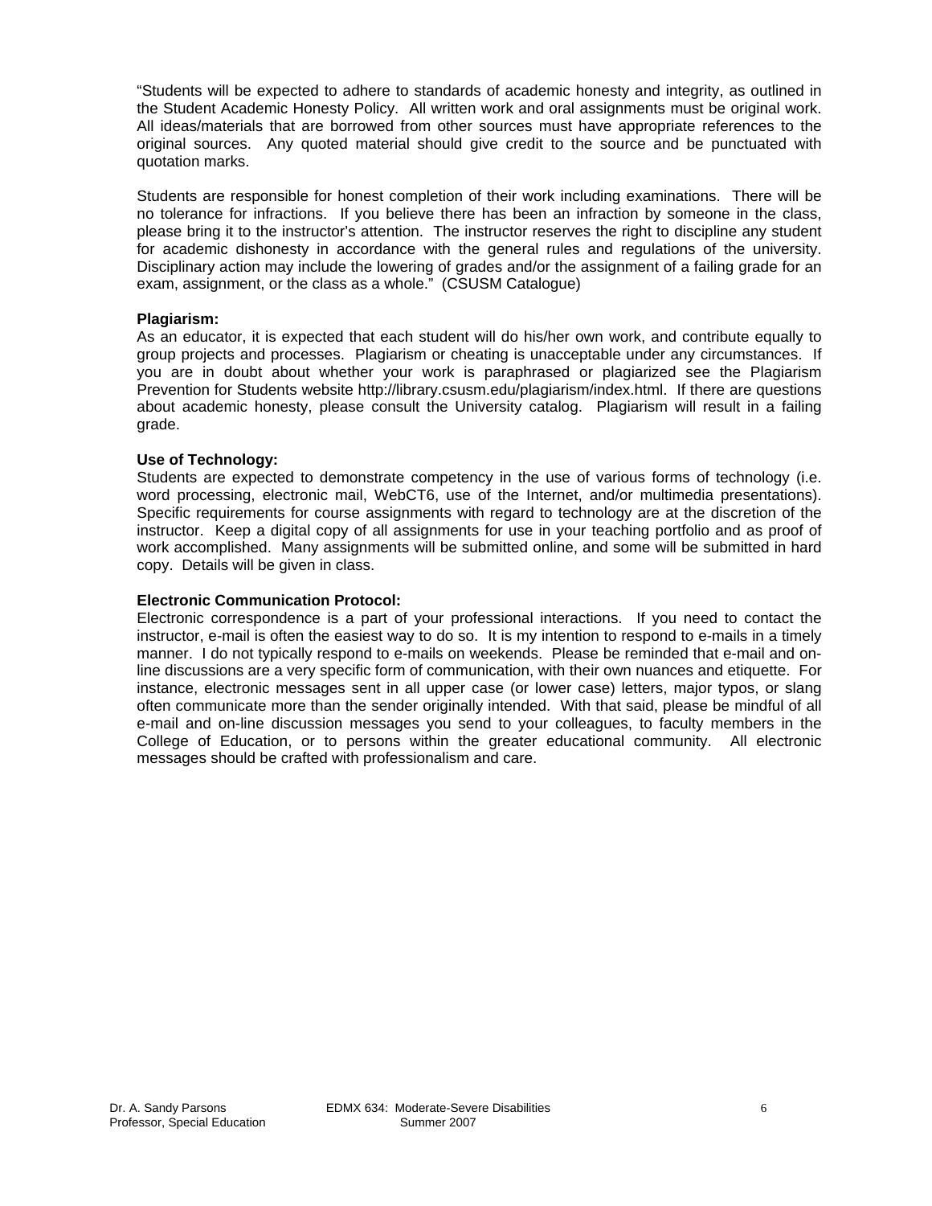"Students will be expected to adhere to standards of academic honesty and integrity, as outlined in the Student Academic Honesty Policy. All written work and oral assignments must be original work. All ideas/materials that are borrowed from other sources must have appropriate references to the original sources. Any quoted material should give credit to the source and be punctuated with quotation marks.

Students are responsible for honest completion of their work including examinations. There will be no tolerance for infractions. If you believe there has been an infraction by someone in the class, please bring it to the instructor's attention. The instructor reserves the right to discipline any student for academic dishonesty in accordance with the general rules and regulations of the university. Disciplinary action may include the lowering of grades and/or the assignment of a failing grade for an exam, assignment, or the class as a whole." (CSUSM Catalogue)

**Plagiarism:**
As an educator, it is expected that each student will do his/her own work, and contribute equally to group projects and processes. Plagiarism or cheating is unacceptable under any circumstances. If you are in doubt about whether your work is paraphrased or plagiarized see the Plagiarism Prevention for Students website http://library.csusm.edu/plagiarism/index.html. If there are questions about academic honesty, please consult the University catalog. Plagiarism will result in a failing grade.

**Use of Technology:**
Students are expected to demonstrate competency in the use of various forms of technology (i.e. word processing, electronic mail, WebCT6, use of the Internet, and/or multimedia presentations). Specific requirements for course assignments with regard to technology are at the discretion of the instructor. Keep a digital copy of all assignments for use in your teaching portfolio and as proof of work accomplished. Many assignments will be submitted online, and some will be submitted in hard copy. Details will be given in class.

**Electronic Communication Protocol:**
Electronic correspondence is a part of your professional interactions. If you need to contact the instructor, e-mail is often the easiest way to do so. It is my intention to respond to e-mails in a timely manner. I do not typically respond to e-mails on weekends. Please be reminded that e-mail and on-line discussions are a very specific form of communication, with their own nuances and etiquette. For instance, electronic messages sent in all upper case (or lower case) letters, major typos, or slang often communicate more than the sender originally intended. With that said, please be mindful of all e-mail and on-line discussion messages you send to your colleagues, to faculty members in the College of Education, or to persons within the greater educational community. All electronic messages should be crafted with professionalism and care.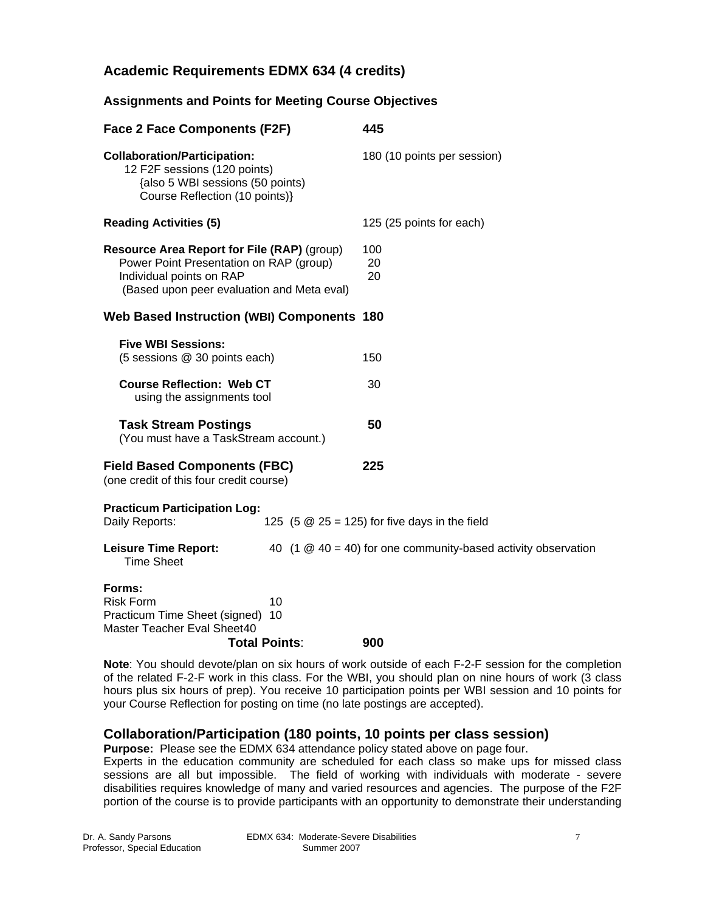## Academic Requirements EDMX 634 (4 credits)

### Assignments and Points for Meeting Course Objectives

| | |
|---|---|
| **Face 2 Face Components (F2F)** | **445** |
| **Collaboration/Participation:**<br>12 F2F sessions (120 points)<br>{also 5 WBI sessions (50 points)<br>Course Reflection (10 points)} | 180 (10 points per session) |
| **Reading Activities (5)** | 125 (25 points for each) |
| **Resource Area Report for File (RAP)** (group)<br>Power Point Presentation on RAP (group)<br>Individual points on RAP<br>(Based upon peer evaluation and Meta eval) | 100<br>20<br>20 |
| **Web Based Instruction (WBI) Components** | **180** |
| **Five WBI Sessions:**<br>(5 sessions @ 30 points each) | 150 |
| **Course Reflection: Web CT**<br>using the assignments tool | 30 |
| **Task Stream Postings**<br>(You must have a TaskStream account.) | **50** |
| **Field Based Components (FBC)**<br>(one credit of this four credit course) | **225** |

**Practicum Participation Log:**
Daily Reports: 125 (5 @ 25 = 125) for five days in the field

**Leisure Time Report:** 40 (1 @ 40 = 40) for one community-based activity observation
Time Sheet

**Forms:**
Risk Form 10
Practicum Time Sheet (signed) 10
Master Teacher Eval Sheet40

**Total Points**: **900**

**Note**: You should devote/plan on six hours of work outside of each F-2-F session for the completion of the related F-2-F work in this class. For the WBI, you should plan on nine hours of work (3 class hours plus six hours of prep). You receive 10 participation points per WBI session and 10 points for your Course Reflection for posting on time (no late postings are accepted).

## Collaboration/Participation (180 points, 10 points per class session)

**Purpose:** Please see the EDMX 634 attendance policy stated above on page four.
Experts in the education community are scheduled for each class so make ups for missed class sessions are all but impossible. The field of working with individuals with moderate - severe disabilities requires knowledge of many and varied resources and agencies. The purpose of the F2F portion of the course is to provide participants with an opportunity to demonstrate their understanding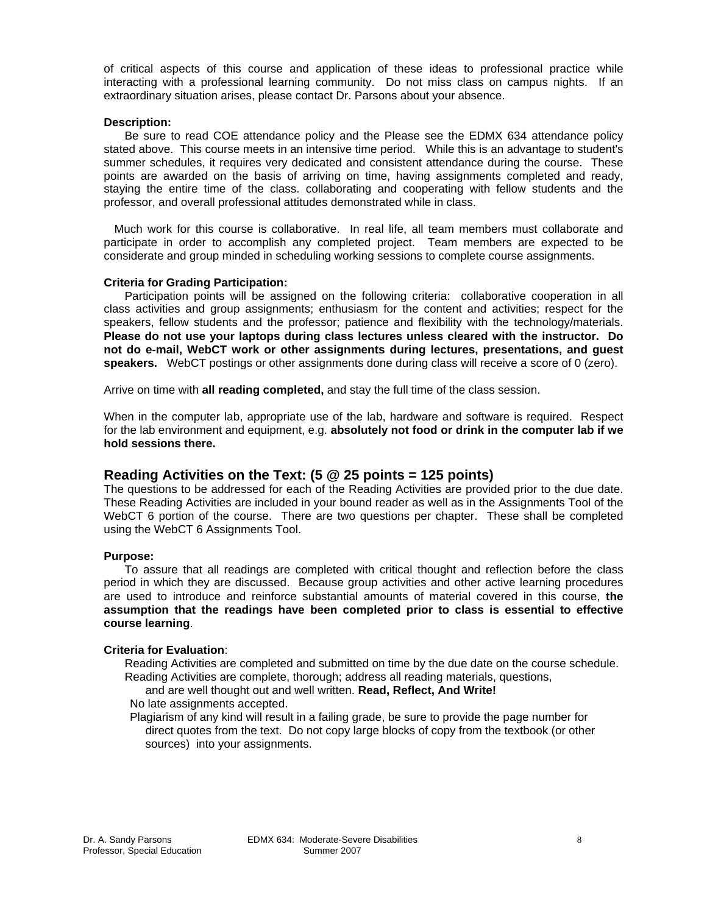of critical aspects of this course and application of these ideas to professional practice while interacting with a professional learning community. Do not miss class on campus nights. If an extraordinary situation arises, please contact Dr. Parsons about your absence.

**Description:**

Be sure to read COE attendance policy and the Please see the EDMX 634 attendance policy stated above. This course meets in an intensive time period. While this is an advantage to student's summer schedules, it requires very dedicated and consistent attendance during the course. These points are awarded on the basis of arriving on time, having assignments completed and ready, staying the entire time of the class. collaborating and cooperating with fellow students and the professor, and overall professional attitudes demonstrated while in class.

Much work for this course is collaborative. In real life, all team members must collaborate and participate in order to accomplish any completed project. Team members are expected to be considerate and group minded in scheduling working sessions to complete course assignments.

**Criteria for Grading Participation:**

Participation points will be assigned on the following criteria: collaborative cooperation in all class activities and group assignments; enthusiasm for the content and activities; respect for the speakers, fellow students and the professor; patience and flexibility with the technology/materials. **Please do not use your laptops during class lectures unless cleared with the instructor. Do not do e-mail, WebCT work or other assignments during lectures, presentations, and guest speakers.** WebCT postings or other assignments done during class will receive a score of 0 (zero).

Arrive on time with **all reading completed,** and stay the full time of the class session.

When in the computer lab, appropriate use of the lab, hardware and software is required. Respect for the lab environment and equipment, e.g. **absolutely not food or drink in the computer lab if we hold sessions there.**

## Reading Activities on the Text: (5 @ 25 points = 125 points)

The questions to be addressed for each of the Reading Activities are provided prior to the due date. These Reading Activities are included in your bound reader as well as in the Assignments Tool of the WebCT 6 portion of the course. There are two questions per chapter. These shall be completed using the WebCT 6 Assignments Tool.

**Purpose:**

To assure that all readings are completed with critical thought and reflection before the class period in which they are discussed. Because group activities and other active learning procedures are used to introduce and reinforce substantial amounts of material covered in this course, **the assumption that the readings have been completed prior to class is essential to effective course learning**.

**Criteria for Evaluation**:

Reading Activities are completed and submitted on time by the due date on the course schedule.
Reading Activities are complete, thorough; address all reading materials, questions, and are well thought out and well written. **Read, Reflect, And Write!**
No late assignments accepted.
Plagiarism of any kind will result in a failing grade, be sure to provide the page number for direct quotes from the text. Do not copy large blocks of copy from the textbook (or other sources) into your assignments.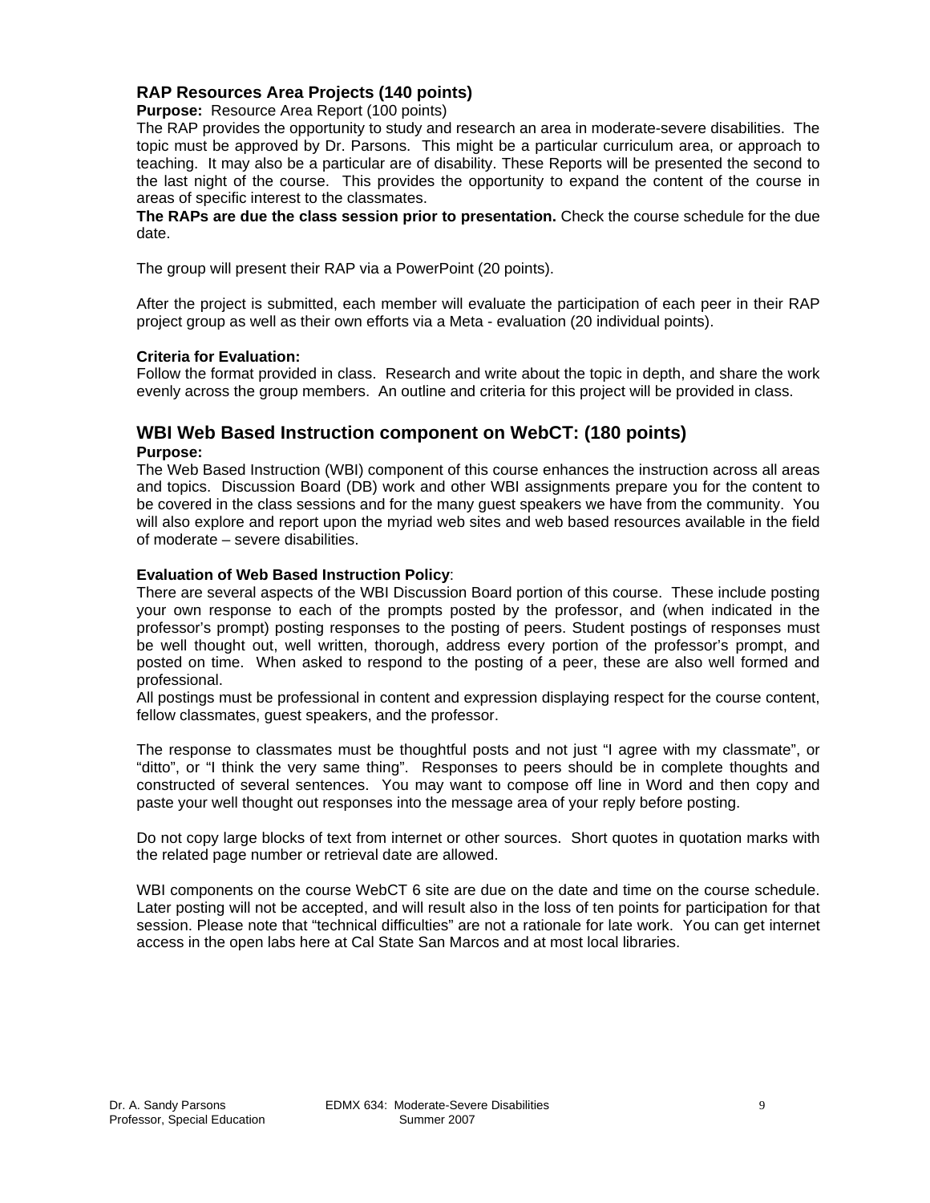### RAP Resources Area Projects (140 points)

**Purpose:** Resource Area Report (100 points)
The RAP provides the opportunity to study and research an area in moderate-severe disabilities. The topic must be approved by Dr. Parsons. This might be a particular curriculum area, or approach to teaching. It may also be a particular are of disability. These Reports will be presented the second to the last night of the course. This provides the opportunity to expand the content of the course in areas of specific interest to the classmates.
**The RAPs are due the class session prior to presentation.** Check the course schedule for the due date.

The group will present their RAP via a PowerPoint (20 points).

After the project is submitted, each member will evaluate the participation of each peer in their RAP project group as well as their own efforts via a Meta - evaluation (20 individual points).

**Criteria for Evaluation:**
Follow the format provided in class. Research and write about the topic in depth, and share the work evenly across the group members. An outline and criteria for this project will be provided in class.

## WBI Web Based Instruction component on WebCT: (180 points)

**Purpose:**
The Web Based Instruction (WBI) component of this course enhances the instruction across all areas and topics. Discussion Board (DB) work and other WBI assignments prepare you for the content to be covered in the class sessions and for the many guest speakers we have from the community. You will also explore and report upon the myriad web sites and web based resources available in the field of moderate – severe disabilities.

**Evaluation of Web Based Instruction Policy**:
There are several aspects of the WBI Discussion Board portion of this course. These include posting your own response to each of the prompts posted by the professor, and (when indicated in the professor's prompt) posting responses to the posting of peers. Student postings of responses must be well thought out, well written, thorough, address every portion of the professor's prompt, and posted on time. When asked to respond to the posting of a peer, these are also well formed and professional.
All postings must be professional in content and expression displaying respect for the course content, fellow classmates, guest speakers, and the professor.

The response to classmates must be thoughtful posts and not just "I agree with my classmate", or "ditto", or "I think the very same thing". Responses to peers should be in complete thoughts and constructed of several sentences. You may want to compose off line in Word and then copy and paste your well thought out responses into the message area of your reply before posting.

Do not copy large blocks of text from internet or other sources. Short quotes in quotation marks with the related page number or retrieval date are allowed.

WBI components on the course WebCT 6 site are due on the date and time on the course schedule. Later posting will not be accepted, and will result also in the loss of ten points for participation for that session. Please note that "technical difficulties" are not a rationale for late work. You can get internet access in the open labs here at Cal State San Marcos and at most local libraries.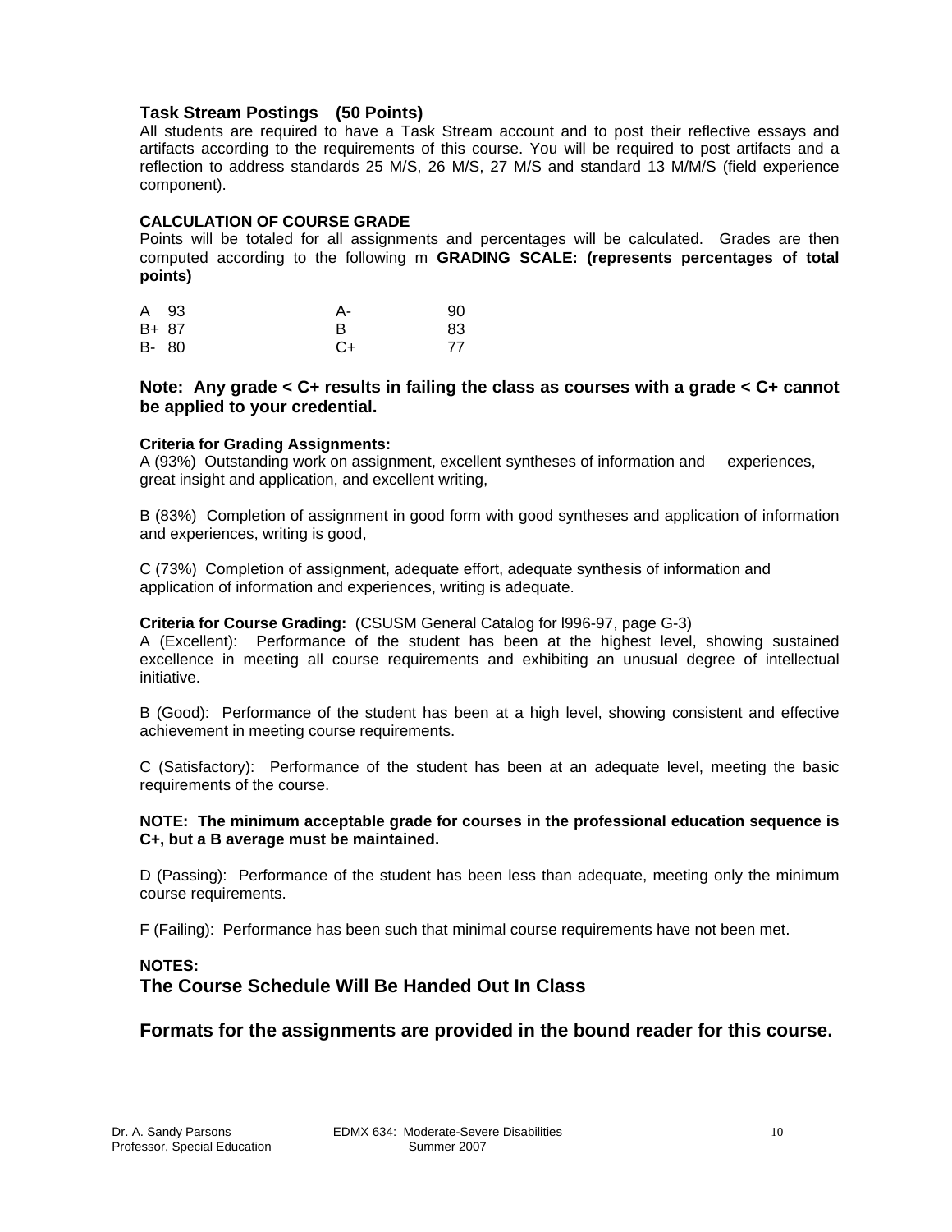### Task Stream Postings (50 Points)

All students are required to have a Task Stream account and to post their reflective essays and artifacts according to the requirements of this course. You will be required to post artifacts and a reflection to address standards 25 M/S, 26 M/S, 27 M/S and standard 13 M/M/S (field experience component).

**CALCULATION OF COURSE GRADE**

Points will be totaled for all assignments and percentages will be calculated. Grades are then computed according to the following m **GRADING SCALE: (represents percentages of total points)**

| | | | |
|---|---|---|---|
| A | 93 | A- | 90 |
| B+ | 87 | B | 83 |
| B- | 80 | C+ | 77 |

**Note: Any grade < C+ results in failing the class as courses with a grade < C+ cannot be applied to your credential.**

**Criteria for Grading Assignments:**

A (93%) Outstanding work on assignment, excellent syntheses of information and experiences, great insight and application, and excellent writing,

B (83%) Completion of assignment in good form with good syntheses and application of information and experiences, writing is good,

C (73%) Completion of assignment, adequate effort, adequate synthesis of information and application of information and experiences, writing is adequate.

**Criteria for Course Grading:** (CSUSM General Catalog for l996-97, page G-3)

A (Excellent): Performance of the student has been at the highest level, showing sustained excellence in meeting all course requirements and exhibiting an unusual degree of intellectual initiative.

B (Good): Performance of the student has been at a high level, showing consistent and effective achievement in meeting course requirements.

C (Satisfactory): Performance of the student has been at an adequate level, meeting the basic requirements of the course.

**NOTE: The minimum acceptable grade for courses in the professional education sequence is C+, but a B average must be maintained.**

D (Passing): Performance of the student has been less than adequate, meeting only the minimum course requirements.

F (Failing): Performance has been such that minimal course requirements have not been met.

**NOTES:**

### The Course Schedule Will Be Handed Out In Class

### Formats for the assignments are provided in the bound reader for this course.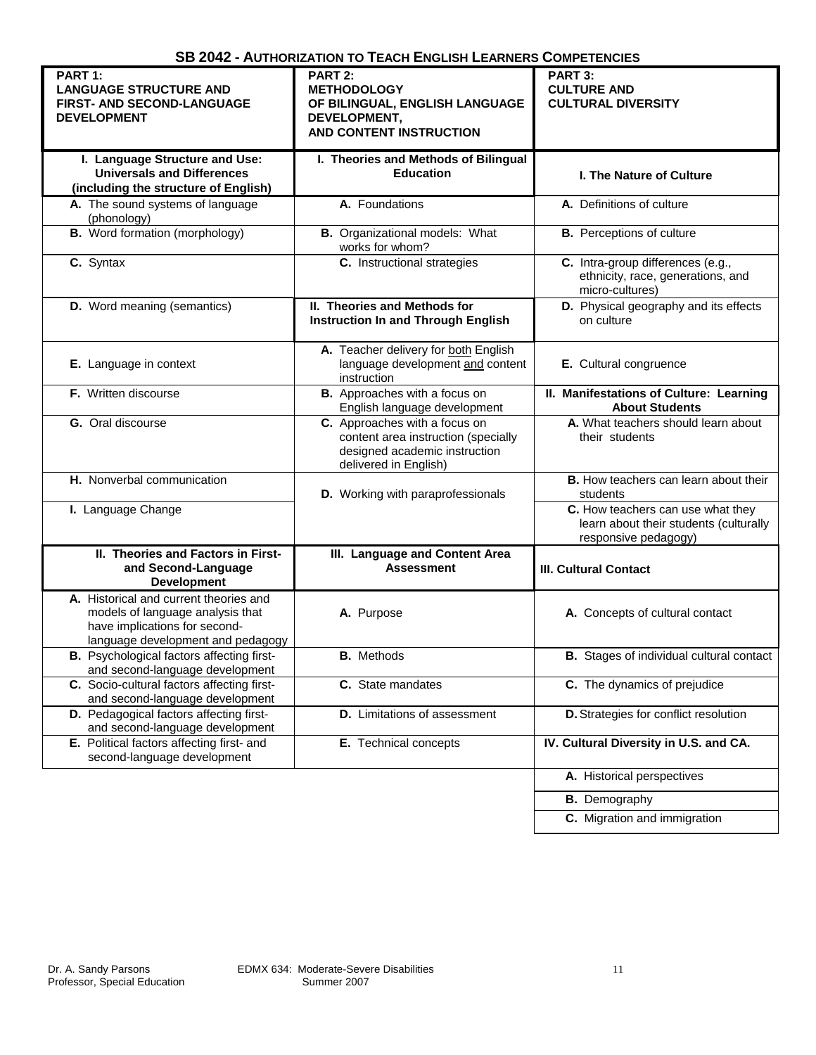# SB 2042 - AUTHORIZATION TO TEACH ENGLISH LEARNERS COMPETENCIES

| PART 1: LANGUAGE STRUCTURE AND FIRST- AND SECOND-LANGUAGE DEVELOPMENT | PART 2: METHODOLOGY OF BILINGUAL, ENGLISH LANGUAGE DEVELOPMENT, AND CONTENT INSTRUCTION | PART 3: CULTURE AND CULTURAL DIVERSITY |
|---|---|---|
| **I. Language Structure and Use: Universals and Differences (including the structure of English)** | **I. Theories and Methods of Bilingual Education** | **I. The Nature of Culture** |
| **A.** The sound systems of language (phonology) | **A.** Foundations | **A.** Definitions of culture |
| **B.** Word formation (morphology) | **B.** Organizational models: What works for whom? | **B.** Perceptions of culture |
| **C.** Syntax | **C.** Instructional strategies | **C.** Intra-group differences (e.g., ethnicity, race, generations, and micro-cultures) |
| **D.** Word meaning (semantics) | **II. Theories and Methods for Instruction In and Through English** | **D.** Physical geography and its effects on culture |
| **E.** Language in context | **A.** Teacher delivery for both English language development and content instruction | **E.** Cultural congruence |
| **F.** Written discourse | **B.** Approaches with a focus on English language development | **II. Manifestations of Culture: Learning About Students** |
| **G.** Oral discourse | **C.** Approaches with a focus on content area instruction (specially designed academic instruction delivered in English) | **A.** What teachers should learn about their students |
| **H.** Nonverbal communication | **D.** Working with paraprofessionals | **B.** How teachers can learn about their students |
| **I.** Language Change | | **C.** How teachers can use what they learn about their students (culturally responsive pedagogy) |
| **II. Theories and Factors in First- and Second-Language Development** | **III. Language and Content Area Assessment** | **III. Cultural Contact** |
| **A.** Historical and current theories and models of language analysis that have implications for second-language development and pedagogy | **A.** Purpose | **A.** Concepts of cultural contact |
| **B.** Psychological factors affecting first- and second-language development | **B.** Methods | **B.** Stages of individual cultural contact |
| **C.** Socio-cultural factors affecting first- and second-language development | **C.** State mandates | **C.** The dynamics of prejudice |
| **D.** Pedagogical factors affecting first- and second-language development | **D.** Limitations of assessment | **D.** Strategies for conflict resolution |
| **E.** Political factors affecting first- and second-language development | **E.** Technical concepts | **IV. Cultural Diversity in U.S. and CA.** |
| | | **A.** Historical perspectives |
| | | **B.** Demography |
| | | **C.** Migration and immigration |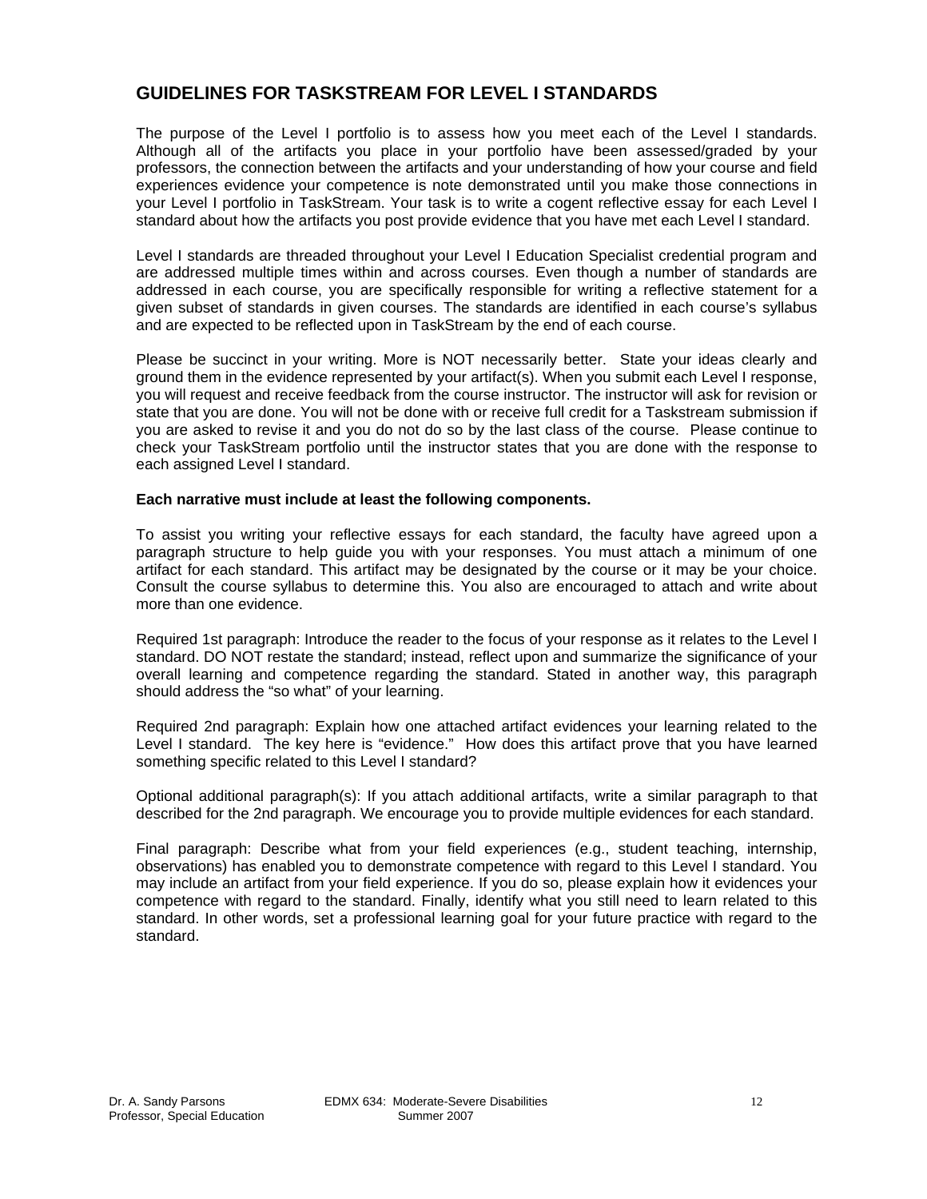## GUIDELINES FOR TASKSTREAM FOR LEVEL I STANDARDS

The purpose of the Level I portfolio is to assess how you meet each of the Level I standards. Although all of the artifacts you place in your portfolio have been assessed/graded by your professors, the connection between the artifacts and your understanding of how your course and field experiences evidence your competence is note demonstrated until you make those connections in your Level I portfolio in TaskStream. Your task is to write a cogent reflective essay for each Level I standard about how the artifacts you post provide evidence that you have met each Level I standard.

Level I standards are threaded throughout your Level I Education Specialist credential program and are addressed multiple times within and across courses. Even though a number of standards are addressed in each course, you are specifically responsible for writing a reflective statement for a given subset of standards in given courses. The standards are identified in each course's syllabus and are expected to be reflected upon in TaskStream by the end of each course.

Please be succinct in your writing. More is NOT necessarily better. State your ideas clearly and ground them in the evidence represented by your artifact(s). When you submit each Level I response, you will request and receive feedback from the course instructor. The instructor will ask for revision or state that you are done. You will not be done with or receive full credit for a Taskstream submission if you are asked to revise it and you do not do so by the last class of the course. Please continue to check your TaskStream portfolio until the instructor states that you are done with the response to each assigned Level I standard.

**Each narrative must include at least the following components.**

To assist you writing your reflective essays for each standard, the faculty have agreed upon a paragraph structure to help guide you with your responses. You must attach a minimum of one artifact for each standard. This artifact may be designated by the course or it may be your choice. Consult the course syllabus to determine this. You also are encouraged to attach and write about more than one evidence.

Required 1st paragraph: Introduce the reader to the focus of your response as it relates to the Level I standard. DO NOT restate the standard; instead, reflect upon and summarize the significance of your overall learning and competence regarding the standard. Stated in another way, this paragraph should address the "so what" of your learning.

Required 2nd paragraph: Explain how one attached artifact evidences your learning related to the Level I standard. The key here is "evidence." How does this artifact prove that you have learned something specific related to this Level I standard?

Optional additional paragraph(s): If you attach additional artifacts, write a similar paragraph to that described for the 2nd paragraph. We encourage you to provide multiple evidences for each standard.

Final paragraph: Describe what from your field experiences (e.g., student teaching, internship, observations) has enabled you to demonstrate competence with regard to this Level I standard. You may include an artifact from your field experience. If you do so, please explain how it evidences your competence with regard to the standard. Finally, identify what you still need to learn related to this standard. In other words, set a professional learning goal for your future practice with regard to the standard.